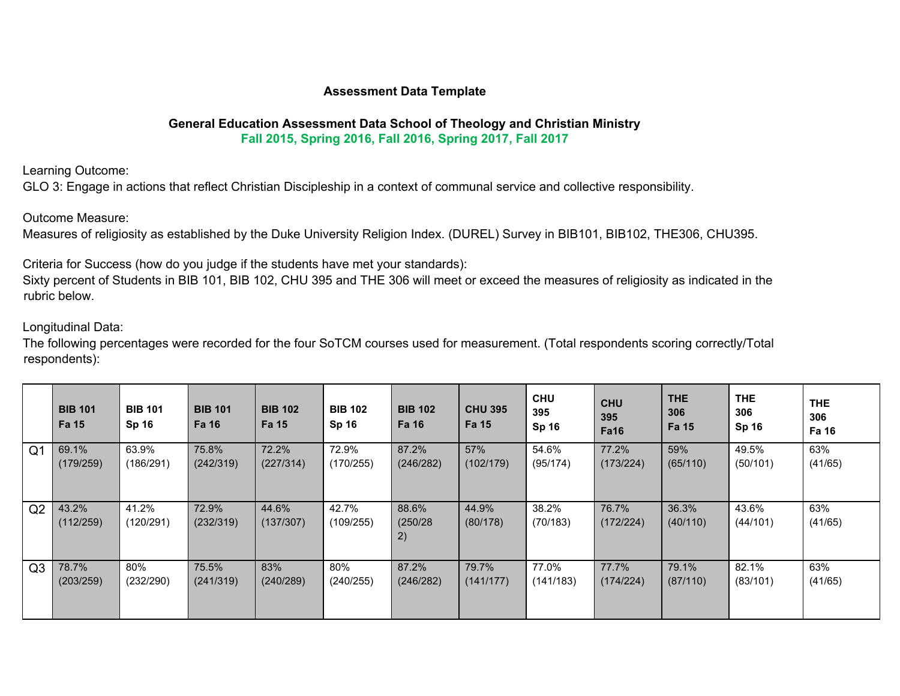**Assessment Data Template**

**General Education Assessment Data School of Theology and Christian Ministry**

**Fall 2015, Spring 2016, Fall 2016, Spring 2017, Fall 2017**

Learning Outcome:

GLO 3: Engage in actions that reflect Christian Discipleship in a context of communal service and collective responsibility.

Outcome Measure:

Measures of religiosity as established by the Duke University Religion Index. (DUREL) Survey in BIB101, BIB102, THE306, CHU395.

Criteria for Success (how do you judge if the students have met your standards):

Sixty percent of Students in BIB 101, BIB 102, CHU 395 and THE 306 will meet or exceed the measures of religiosity as indicated in the rubric below.

Longitudinal Data:

The following percentages were recorded for the four SoTCM courses used for measurement. (Total respondents scoring correctly/Total respondents):

| | BIB 101 Fa 15 | BIB 101 Sp 16 | BIB 101 Fa 16 | BIB 102 Fa 15 | BIB 102 Sp 16 | BIB 102 Fa 16 | CHU 395 Fa 15 | CHU 395 Sp 16 | CHU 395 Fa16 | THE 306 Fa 15 | THE 306 Sp 16 | THE 306 Fa 16 |
|---|---|---|---|---|---|---|---|---|---|---|---|---|
| Q1 | 69.1% (179/259) | 63.9% (186/291) | 75.8% (242/319) | 72.2% (227/314) | 72.9% (170/255) | 87.2% (246/282) | 57% (102/179) | 54.6% (95/174) | 77.2% (173/224) | 59% (65/110) | 49.5% (50/101) | 63% (41/65) |
| Q2 | 43.2% (112/259) | 41.2% (120/291) | 72.9% (232/319) | 44.6% (137/307) | 42.7% (109/255) | 88.6% (250/282) | 44.9% (80/178) | 38.2% (70/183) | 76.7% (172/224) | 36.3% (40/110) | 43.6% (44/101) | 63% (41/65) |
| Q3 | 78.7% (203/259) | 80% (232/290) | 75.5% (241/319) | 83% (240/289) | 80% (240/255) | 87.2% (246/282) | 79.7% (141/177) | 77.0% (141/183) | 77.7% (174/224) | 79.1% (87/110) | 82.1% (83/101) | 63% (41/65) |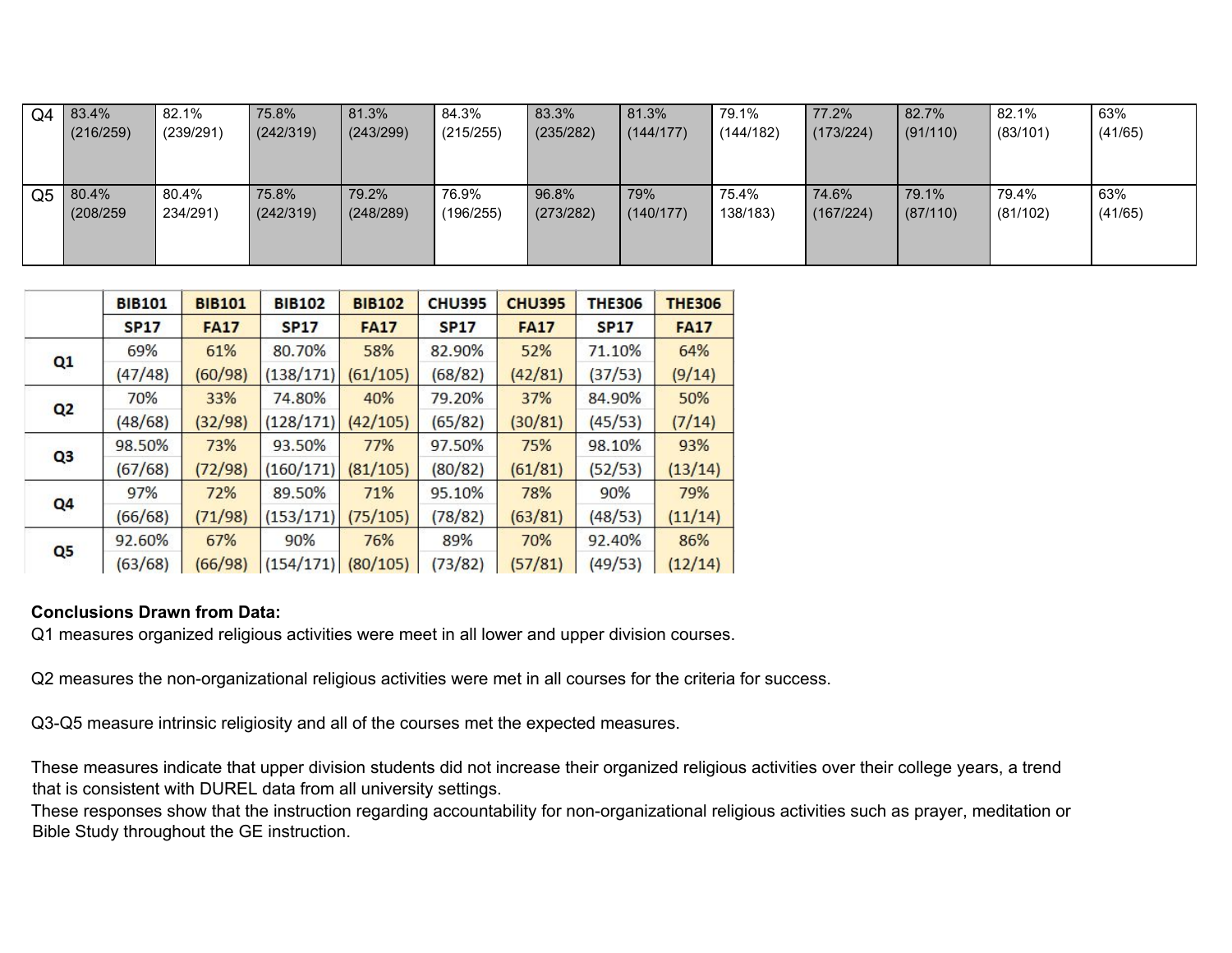| | | | | | | | | | | | | |
|---|---|---|---|---|---|---|---|---|---|---|---|---|
| Q4 | 83.4% (216/259) | 82.1% (239/291) | 75.8% (242/319) | 81.3% (243/299) | 84.3% (215/255) | 83.3% (235/282) | 81.3% (144/177) | 79.1% (144/182) | 77.2% (173/224) | 82.7% (91/110) | 82.1% (83/101) | 63% (41/65) |
| Q5 | 80.4% (208/259 | 80.4% 234/291) | 75.8% (242/319) | 79.2% (248/289) | 76.9% (196/255) | 96.8% (273/282) | 79% (140/177) | 75.4% 138/183) | 74.6% (167/224) | 79.1% (87/110) | 79.4% (81/102) | 63% (41/65) |

| | BIB101 SP17 | BIB101 FA17 | BIB102 SP17 | BIB102 FA17 | CHU395 SP17 | CHU395 FA17 | THE306 SP17 | THE306 FA17 |
|---|---|---|---|---|---|---|---|---|
| Q1 | 69% (47/48) | 61% (60/98) | 80.70% (138/171) | 58% (61/105) | 82.90% (68/82) | 52% (42/81) | 71.10% (37/53) | 64% (9/14) |
| Q2 | 70% (48/68) | 33% (32/98) | 74.80% (128/171) | 40% (42/105) | 79.20% (65/82) | 37% (30/81) | 84.90% (45/53) | 50% (7/14) |
| Q3 | 98.50% (67/68) | 73% (72/98) | 93.50% (160/171) | 77% (81/105) | 97.50% (80/82) | 75% (61/81) | 98.10% (52/53) | 93% (13/14) |
| Q4 | 97% (66/68) | 72% (71/98) | 89.50% (153/171) | 71% (75/105) | 95.10% (78/82) | 78% (63/81) | 90% (48/53) | 79% (11/14) |
| Q5 | 92.60% (63/68) | 67% (66/98) | 90% (154/171) | 76% (80/105) | 89% (73/82) | 70% (57/81) | 92.40% (49/53) | 86% (12/14) |

**Conclusions Drawn from Data:**

Q1 measures organized religious activities were meet in all lower and upper division courses.

Q2 measures the non-organizational religious activities were met in all courses for the criteria for success.

Q3-Q5 measure intrinsic religiosity and all of the courses met the expected measures.

These measures indicate that upper division students did not increase their organized religious activities over their college years, a trend that is consistent with DUREL data from all university settings.

These responses show that the instruction regarding accountability for non-organizational religious activities such as prayer, meditation or Bible Study throughout the GE instruction.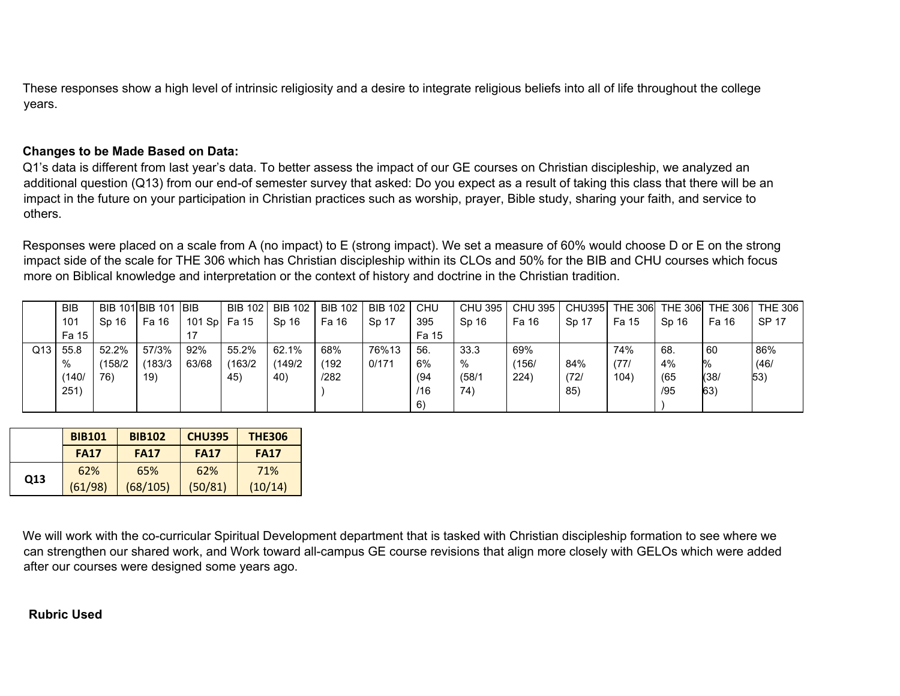These responses show a high level of intrinsic religiosity and a desire to integrate religious beliefs into all of life throughout the college years.

**Changes to be Made Based on Data:**

Q1's data is different from last year's data. To better assess the impact of our GE courses on Christian discipleship, we analyzed an additional question (Q13) from our end-of semester survey that asked: Do you expect as a result of taking this class that there will be an impact in the future on your participation in Christian practices such as worship, prayer, Bible study, sharing your faith, and service to others.

Responses were placed on a scale from A (no impact) to E (strong impact). We set a measure of 60% would choose D or E on the strong impact side of the scale for THE 306 which has Christian discipleship within its CLOs and 50% for the BIB and CHU courses which focus more on Biblical knowledge and interpretation or the context of history and doctrine in the Christian tradition.

| | BIB 101 Fa 15 | BIB 101 Sp 16 | BIB 101 Fa 16 | BIB 101 Sp 17 | BIB 102 Fa 15 | BIB 102 Sp 16 | BIB 102 Fa 16 | BIB 102 Sp 17 | CHU 395 Fa 15 | CHU 395 Sp 16 | CHU 395 Fa 16 | CHU395 Sp 17 | THE 306 Fa 15 | THE 306 Sp 16 | THE 306 Fa 16 | THE 306 SP 17 |
|---|---|---|---|---|---|---|---|---|---|---|---|---|---|---|---|---|
| Q13 | 55.8 % (140/251) | 52.2% (158/276) | 57/3% (183/319) | 92% 63/68 | 55.2% (163/245) | 62.1% (149/240) | 68% (192/282) | 76%130/171 | 56.6% (94/166) | 33.3 % (58/174) | 69% (156/224) | 84% (72/85) | 74% (77/104) | 68.4% (65/95) | 60 % (38/63) | 86% (46/53) |

| | BIB101 FA17 | BIB102 FA17 | CHU395 FA17 | THE306 FA17 |
|---|---|---|---|---|
| Q13 | 62% (61/98) | 65% (68/105) | 62% (50/81) | 71% (10/14) |

We will work with the co-curricular Spiritual Development department that is tasked with Christian discipleship formation to see where we can strengthen our shared work, and Work toward all-campus GE course revisions that align more closely with GELOs which were added after our courses were designed some years ago.

**Rubric Used**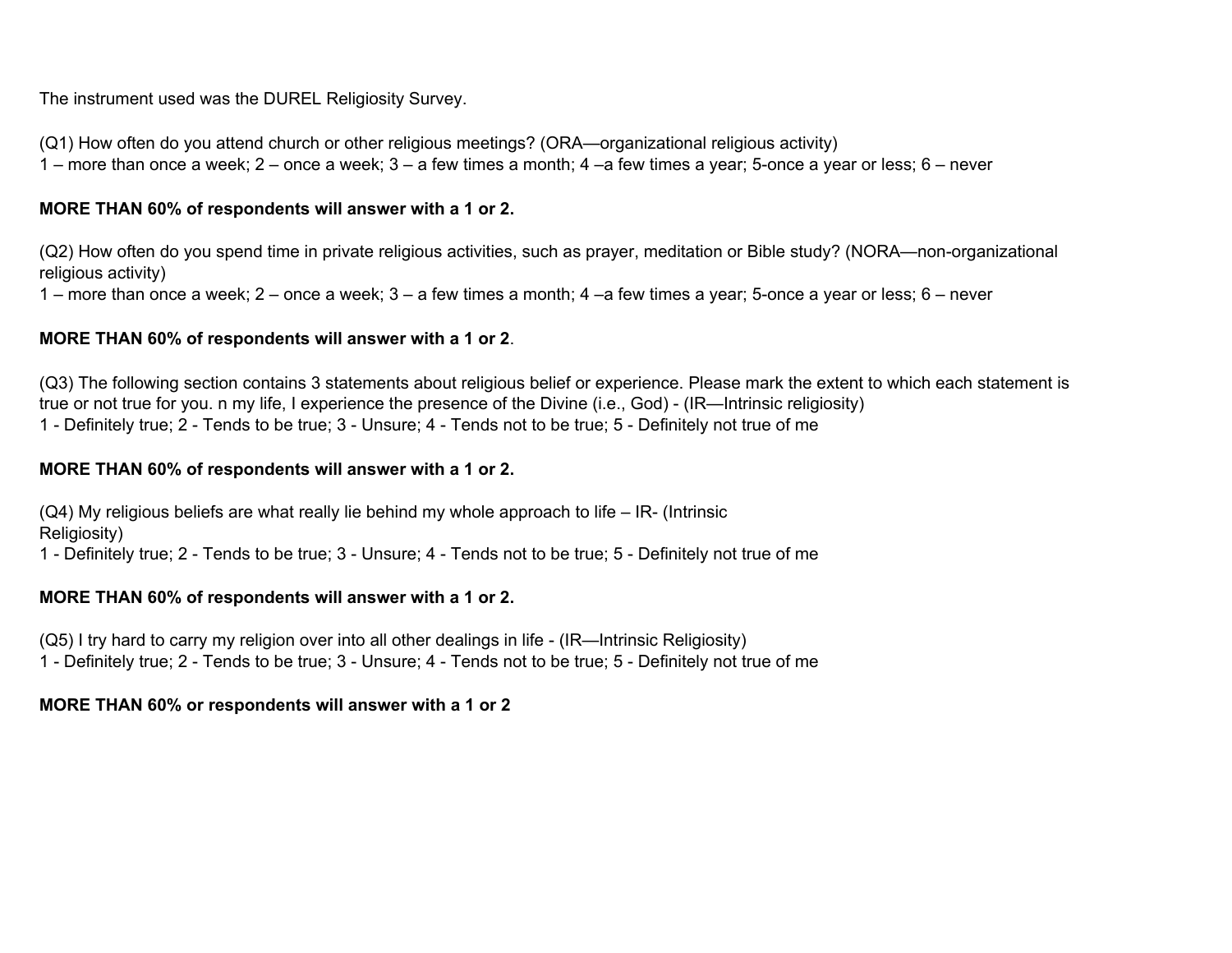The instrument used was the DUREL Religiosity Survey.

(Q1) How often do you attend church or other religious meetings? (ORA—organizational religious activity)
1 – more than once a week; 2 – once a week; 3 – a few times a month; 4 –a few times a year; 5-once a year or less; 6 – never

**MORE THAN 60% of respondents will answer with a 1 or 2.**

(Q2) How often do you spend time in private religious activities, such as prayer, meditation or Bible study? (NORA—non-organizational religious activity)
1 – more than once a week; 2 – once a week; 3 – a few times a month; 4 –a few times a year; 5-once a year or less; 6 – never

**MORE THAN 60% of respondents will answer with a 1 or 2**.

(Q3) The following section contains 3 statements about religious belief or experience. Please mark the extent to which each statement is true or not true for you. n my life, I experience the presence of the Divine (i.e., God) - (IR—Intrinsic religiosity)
1 - Definitely true; 2 - Tends to be true; 3 - Unsure; 4 - Tends not to be true; 5 - Definitely not true of me

**MORE THAN 60% of respondents will answer with a 1 or 2.**

(Q4) My religious beliefs are what really lie behind my whole approach to life – IR- (Intrinsic Religiosity)
1 - Definitely true; 2 - Tends to be true; 3 - Unsure; 4 - Tends not to be true; 5 - Definitely not true of me

**MORE THAN 60% of respondents will answer with a 1 or 2.**

(Q5) I try hard to carry my religion over into all other dealings in life - (IR—Intrinsic Religiosity)
1 - Definitely true; 2 - Tends to be true; 3 - Unsure; 4 - Tends not to be true; 5 - Definitely not true of me

**MORE THAN 60% or respondents will answer with a 1 or 2**